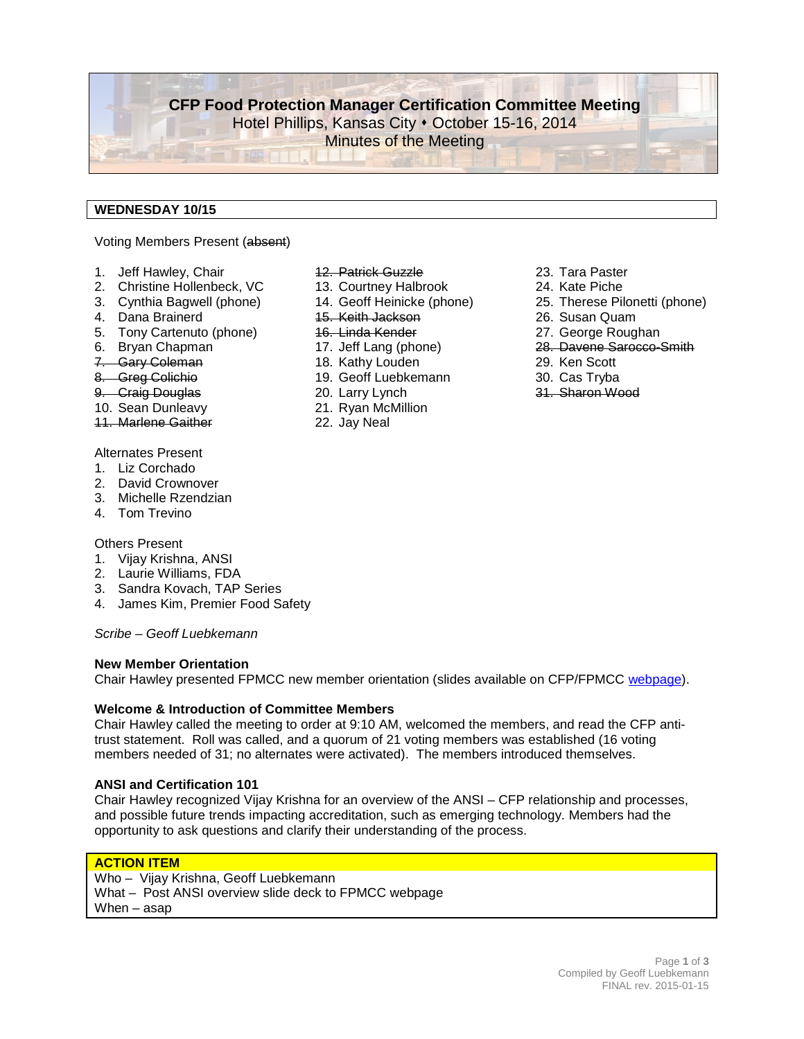# CFP Food Protection Manager Certification Committee Meeting

Hotel Phillips, Kansas City ⬩ October 15-16, 2014

Minutes of the Meeting

## WEDNESDAY 10/15

Voting Members Present (~~absent~~)

1. Jeff Hawley, Chair
2. Christine Hollenbeck, VC
3. Cynthia Bagwell (phone)
4. Dana Brainerd
5. Tony Cartenuto (phone)
6. Bryan Chapman
7. ~~Gary Coleman~~
8. ~~Greg Colichio~~
9. ~~Craig Douglas~~
10. Sean Dunleavy
11. ~~Marlene Gaither~~
12. ~~Patrick Guzzle~~
13. Courtney Halbrook
14. Geoff Heinicke (phone)
15. ~~Keith Jackson~~
16. ~~Linda Kender~~
17. Jeff Lang (phone)
18. Kathy Louden
19. Geoff Luebkemann
20. Larry Lynch
21. Ryan McMillion
22. Jay Neal
23. Tara Paster
24. Kate Piche
25. Therese Pilonetti (phone)
26. Susan Quam
27. George Roughan
28. ~~Davene Sarocco-Smith~~
29. Ken Scott
30. Cas Tryba
31. ~~Sharon Wood~~

Alternates Present

1. Liz Corchado
2. David Crownover
3. Michelle Rzendzian
4. Tom Trevino

Others Present

1. Vijay Krishna, ANSI
2. Laurie Williams, FDA
3. Sandra Kovach, TAP Series
4. James Kim, Premier Food Safety

*Scribe – Geoff Luebkemann*

**New Member Orientation**

Chair Hawley presented FPMCC new member orientation (slides available on CFP/FPMCC webpage).

**Welcome & Introduction of Committee Members**

Chair Hawley called the meeting to order at 9:10 AM, welcomed the members, and read the CFP anti-trust statement. Roll was called, and a quorum of 21 voting members was established (16 voting members needed of 31; no alternates were activated). The members introduced themselves.

**ANSI and Certification 101**

Chair Hawley recognized Vijay Krishna for an overview of the ANSI – CFP relationship and processes, and possible future trends impacting accreditation, such as emerging technology. Members had the opportunity to ask questions and clarify their understanding of the process.

**ACTION ITEM**

Who – Vijay Krishna, Geoff Luebkemann

What – Post ANSI overview slide deck to FPMCC webpage

When – asap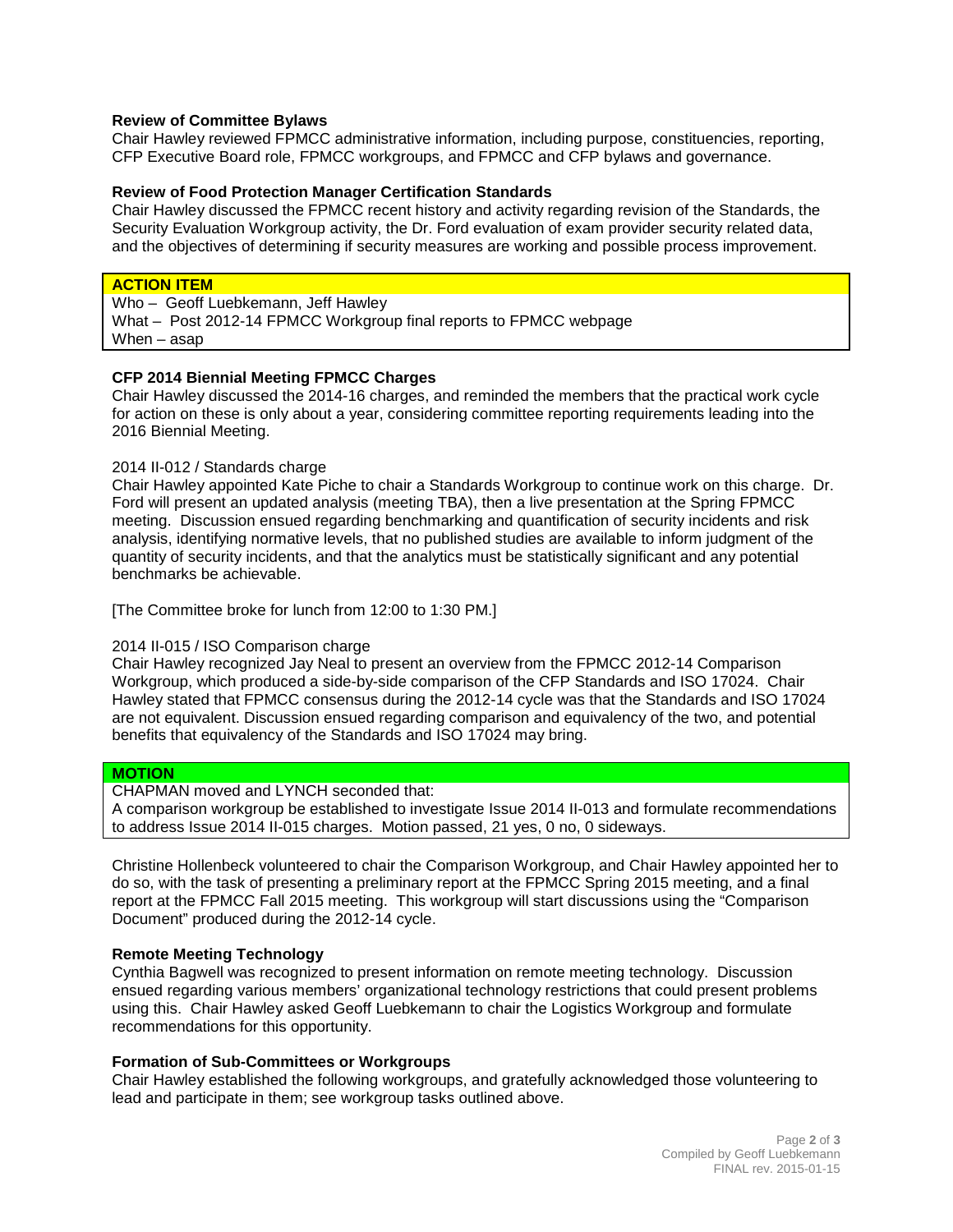### Review of Committee Bylaws

Chair Hawley reviewed FPMCC administrative information, including purpose, constituencies, reporting, CFP Executive Board role, FPMCC workgroups, and FPMCC and CFP bylaws and governance.

### Review of Food Protection Manager Certification Standards

Chair Hawley discussed the FPMCC recent history and activity regarding revision of the Standards, the Security Evaluation Workgroup activity, the Dr. Ford evaluation of exam provider security related data, and the objectives of determining if security measures are working and possible process improvement.

> **ACTION ITEM**
> Who – Geoff Luebkemann, Jeff Hawley
> What – Post 2012-14 FPMCC Workgroup final reports to FPMCC webpage
> When – asap

### CFP 2014 Biennial Meeting FPMCC Charges

Chair Hawley discussed the 2014-16 charges, and reminded the members that the practical work cycle for action on these is only about a year, considering committee reporting requirements leading into the 2016 Biennial Meeting.

2014 II-012 / Standards charge

Chair Hawley appointed Kate Piche to chair a Standards Workgroup to continue work on this charge. Dr. Ford will present an updated analysis (meeting TBA), then a live presentation at the Spring FPMCC meeting. Discussion ensued regarding benchmarking and quantification of security incidents and risk analysis, identifying normative levels, that no published studies are available to inform judgment of the quantity of security incidents, and that the analytics must be statistically significant and any potential benchmarks be achievable.

[The Committee broke for lunch from 12:00 to 1:30 PM.]

2014 II-015 / ISO Comparison charge

Chair Hawley recognized Jay Neal to present an overview from the FPMCC 2012-14 Comparison Workgroup, which produced a side-by-side comparison of the CFP Standards and ISO 17024. Chair Hawley stated that FPMCC consensus during the 2012-14 cycle was that the Standards and ISO 17024 are not equivalent. Discussion ensued regarding comparison and equivalency of the two, and potential benefits that equivalency of the Standards and ISO 17024 may bring.

> **MOTION**
> CHAPMAN moved and LYNCH seconded that:
> A comparison workgroup be established to investigate Issue 2014 II-013 and formulate recommendations to address Issue 2014 II-015 charges. Motion passed, 21 yes, 0 no, 0 sideways.

Christine Hollenbeck volunteered to chair the Comparison Workgroup, and Chair Hawley appointed her to do so, with the task of presenting a preliminary report at the FPMCC Spring 2015 meeting, and a final report at the FPMCC Fall 2015 meeting. This workgroup will start discussions using the "Comparison Document" produced during the 2012-14 cycle.

### Remote Meeting Technology

Cynthia Bagwell was recognized to present information on remote meeting technology. Discussion ensued regarding various members' organizational technology restrictions that could present problems using this. Chair Hawley asked Geoff Luebkemann to chair the Logistics Workgroup and formulate recommendations for this opportunity.

### Formation of Sub-Committees or Workgroups

Chair Hawley established the following workgroups, and gratefully acknowledged those volunteering to lead and participate in them; see workgroup tasks outlined above.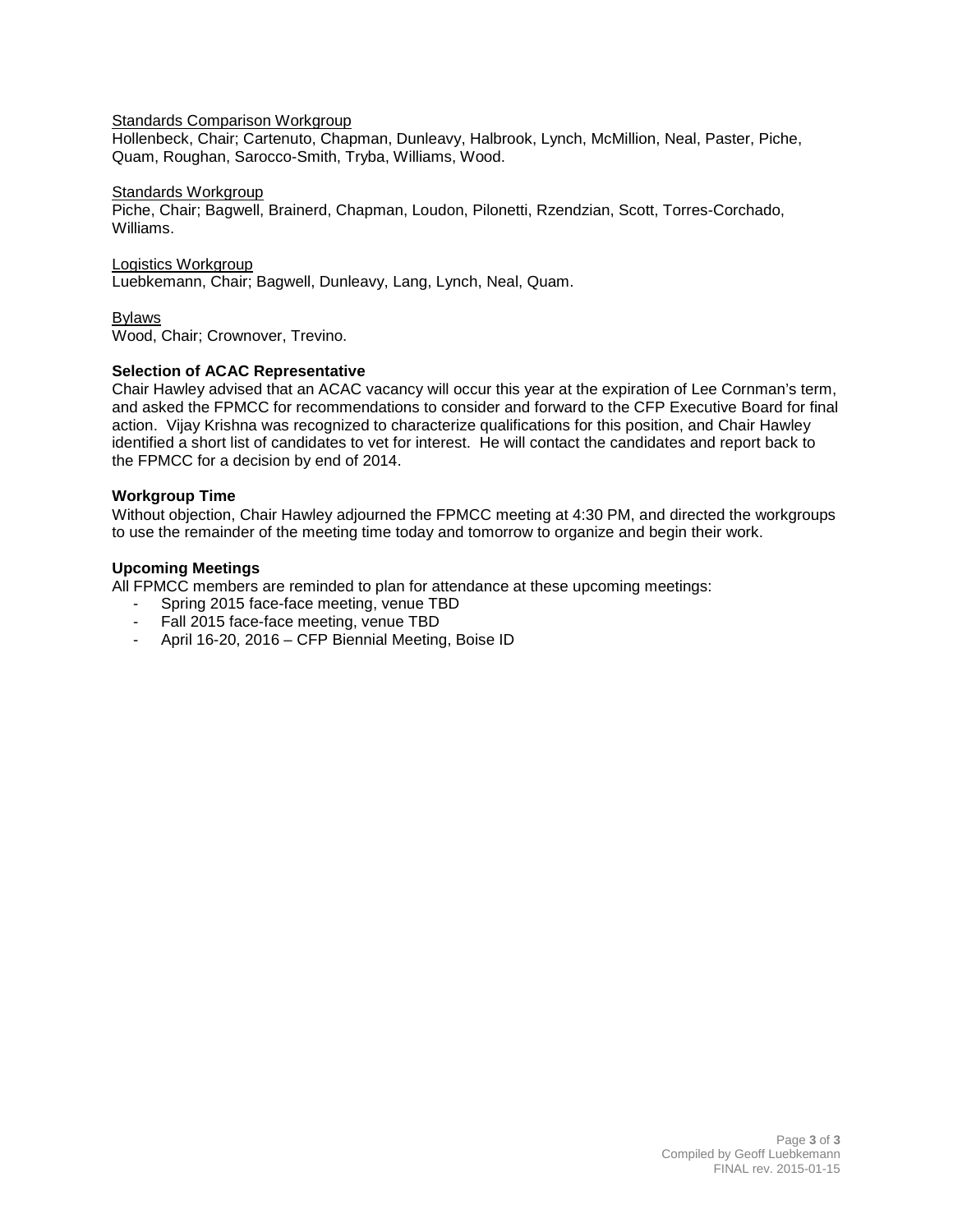Standards Comparison Workgroup
Hollenbeck, Chair; Cartenuto, Chapman, Dunleavy, Halbrook, Lynch, McMillion, Neal, Paster, Piche, Quam, Roughan, Sarocco-Smith, Tryba, Williams, Wood.

Standards Workgroup
Piche, Chair; Bagwell, Brainerd, Chapman, Loudon, Pilonetti, Rzendzian, Scott, Torres-Corchado, Williams.

Logistics Workgroup
Luebkemann, Chair; Bagwell, Dunleavy, Lang, Lynch, Neal, Quam.

Bylaws
Wood, Chair; Crownover, Trevino.

**Selection of ACAC Representative**
Chair Hawley advised that an ACAC vacancy will occur this year at the expiration of Lee Cornman's term, and asked the FPMCC for recommendations to consider and forward to the CFP Executive Board for final action. Vijay Krishna was recognized to characterize qualifications for this position, and Chair Hawley identified a short list of candidates to vet for interest. He will contact the candidates and report back to the FPMCC for a decision by end of 2014.

**Workgroup Time**
Without objection, Chair Hawley adjourned the FPMCC meeting at 4:30 PM, and directed the workgroups to use the remainder of the meeting time today and tomorrow to organize and begin their work.

**Upcoming Meetings**
All FPMCC members are reminded to plan for attendance at these upcoming meetings:

- Spring 2015 face-face meeting, venue TBD
- Fall 2015 face-face meeting, venue TBD
- April 16-20, 2016 – CFP Biennial Meeting, Boise ID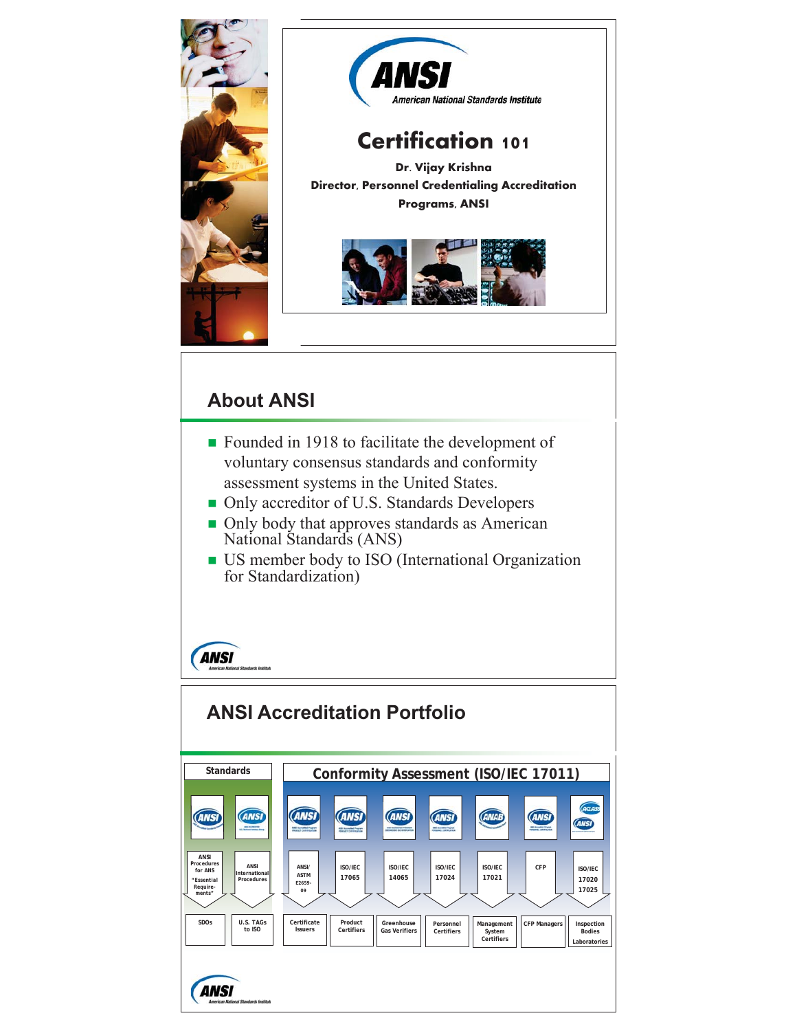# ANSI

American National Standards Institute

## Certification 101

**Dr. Vijay Krishna**

**Director, Personnel Credentialing Accreditation Programs, ANSI**

## About ANSI

- Founded in 1918 to facilitate the development of voluntary consensus standards and conformity assessment systems in the United States.
- Only accreditor of U.S. Standards Developers
- Only body that approves standards as American National Standards (ANS)
- US member body to ISO (International Organization for Standardization)

## ANSI Accreditation Portfolio

| Standards | | Conformity Assessment (ISO/IEC 17011) | | | | | | |
|---|---|---|---|---|---|---|---|---|
| ANSI | ANSI | ANSI | ANSI | ANSI | ANSI | ANAB | ANSI | ACLASS / ANSI |
| ANSI Procedures for ANS "Essential Requirements" | ANSI International Procedures | ANSI/ ASTM E2659-09 | ISO/IEC 17065 | ISO/IEC 14065 | ISO/IEC 17024 | ISO/IEC 17021 | CFP | ISO/IEC 17020 17025 |
| SDOs | U.S. TAGs to ISO | Certificate Issuers | Product Certifiers | Greenhouse Gas Verifiers | Personnel Certifiers | Management System Certifiers | CFP Managers | Inspection Bodies Laboratories |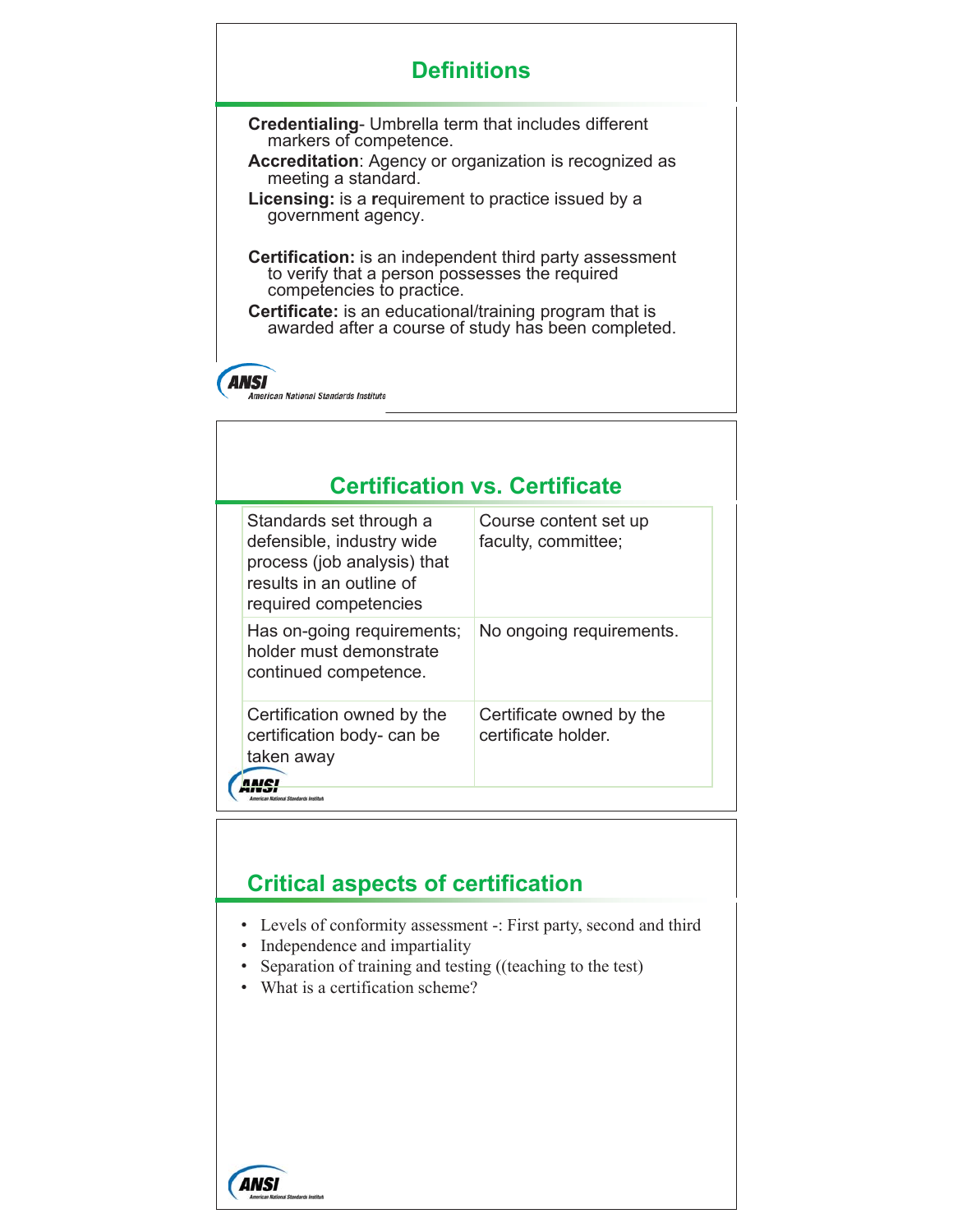## Definitions

**Credentialing**- Umbrella term that includes different markers of competence.

**Accreditation**: Agency or organization is recognized as meeting a standard.

**Licensing:** is a **r**equirement to practice issued by a government agency.

**Certification:** is an independent third party assessment to verify that a person possesses the required competencies to practice.

**Certificate:** is an educational/training program that is awarded after a course of study has been completed.

## Certification vs. Certificate

| | |
|---|---|
| Standards set through a defensible, industry wide process (job analysis) that results in an outline of required competencies | Course content set up faculty, committee; |
| Has on-going requirements; holder must demonstrate continued competence. | No ongoing requirements. |
| Certification owned by the certification body- can be taken away | Certificate owned by the certificate holder. |

## Critical aspects of certification

- Levels of conformity assessment -: First party, second and third
- Independence and impartiality
- Separation of training and testing ((teaching to the test)
- What is a certification scheme?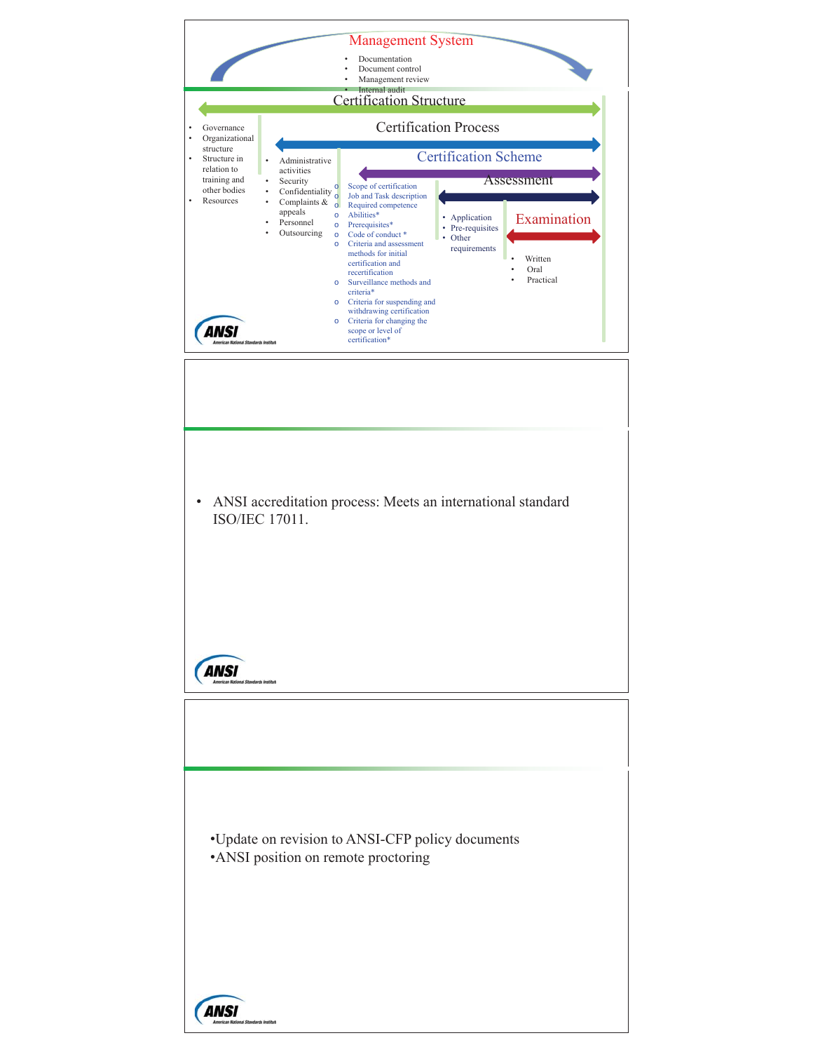## Management System

- Documentation
- Document control
- Management review
- Internal audit

## Certification Structure

- Governance
- Organizational structure
- Structure in relation to training and other bodies
- Resources

### Certification Process

- Administrative activities
- Security
- Confidentiality
- Complaints & appeals
- Personnel
- Outsourcing

### Certification Scheme

- Scope of certification
- Job and Task description
- Required competence
- Abilities*
- Prerequisites*
- Code of conduct *
- Criteria and assessment methods for initial certification and recertification
- Surveillance methods and criteria*
- Criteria for suspending and withdrawing certification
- Criteria for changing the scope or level of certification*

### Assessment

- Application
- Pre-requisites
- Other requirements

### Examination

- Written
- Oral
- Practical

---

- ANSI accreditation process: Meets an international standard ISO/IEC 17011.

---

- Update on revision to ANSI-CFP policy documents
- ANSI position on remote proctoring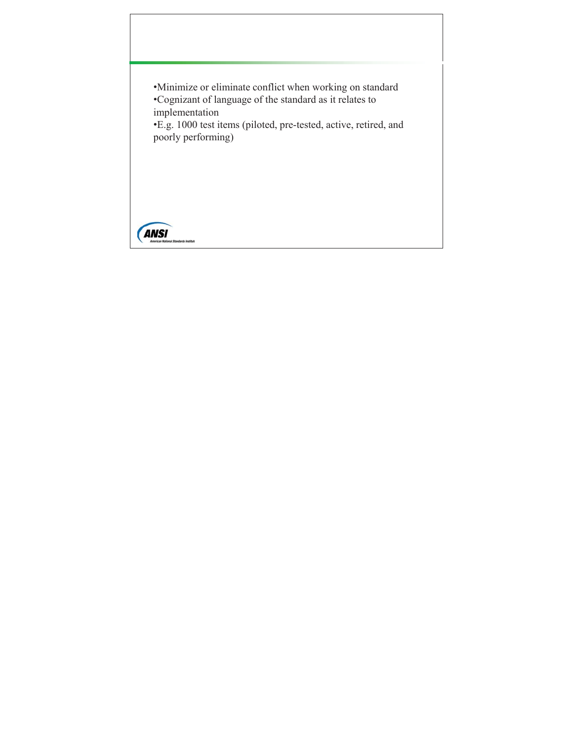- Minimize or eliminate conflict when working on standard
- Cognizant of language of the standard as it relates to implementation
- E.g. 1000 test items (piloted, pre-tested, active, retired, and poorly performing)